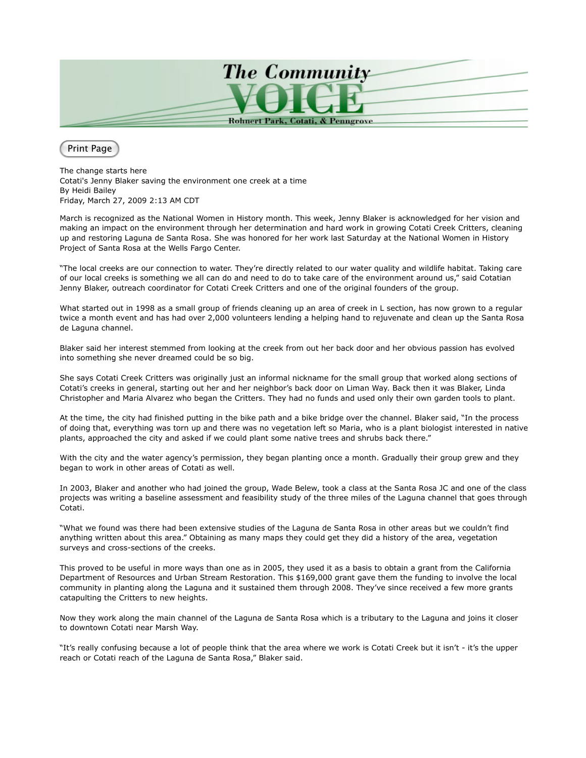The change starts here
Cotati's Jenny Blaker saving the environment one creek at a time
By Heidi Bailey
Friday, March 27, 2009 2:13 AM CDT

March is recognized as the National Women in History month. This week, Jenny Blaker is acknowledged for her vision and making an impact on the environment through her determination and hard work in growing Cotati Creek Critters, cleaning up and restoring Laguna de Santa Rosa. She was honored for her work last Saturday at the National Women in History Project of Santa Rosa at the Wells Fargo Center.

"The local creeks are our connection to water. They're directly related to our water quality and wildlife habitat. Taking care of our local creeks is something we all can do and need to do to take care of the environment around us," said Cotatian Jenny Blaker, outreach coordinator for Cotati Creek Critters and one of the original founders of the group.

What started out in 1998 as a small group of friends cleaning up an area of creek in L section, has now grown to a regular twice a month event and has had over 2,000 volunteers lending a helping hand to rejuvenate and clean up the Santa Rosa de Laguna channel.

Blaker said her interest stemmed from looking at the creek from out her back door and her obvious passion has evolved into something she never dreamed could be so big.

She says Cotati Creek Critters was originally just an informal nickname for the small group that worked along sections of Cotati's creeks in general, starting out her and her neighbor's back door on Liman Way. Back then it was Blaker, Linda Christopher and Maria Alvarez who began the Critters. They had no funds and used only their own garden tools to plant.

At the time, the city had finished putting in the bike path and a bike bridge over the channel. Blaker said, "In the process of doing that, everything was torn up and there was no vegetation left so Maria, who is a plant biologist interested in native plants, approached the city and asked if we could plant some native trees and shrubs back there."

With the city and the water agency's permission, they began planting once a month. Gradually their group grew and they began to work in other areas of Cotati as well.

In 2003, Blaker and another who had joined the group, Wade Belew, took a class at the Santa Rosa JC and one of the class projects was writing a baseline assessment and feasibility study of the three miles of the Laguna channel that goes through Cotati.

"What we found was there had been extensive studies of the Laguna de Santa Rosa in other areas but we couldn't find anything written about this area." Obtaining as many maps they could get they did a history of the area, vegetation surveys and cross-sections of the creeks.

This proved to be useful in more ways than one as in 2005, they used it as a basis to obtain a grant from the California Department of Resources and Urban Stream Restoration. This $169,000 grant gave them the funding to involve the local community in planting along the Laguna and it sustained them through 2008. They've since received a few more grants catapulting the Critters to new heights.

Now they work along the main channel of the Laguna de Santa Rosa which is a tributary to the Laguna and joins it closer to downtown Cotati near Marsh Way.

"It's really confusing because a lot of people think that the area where we work is Cotati Creek but it isn't - it's the upper reach or Cotati reach of the Laguna de Santa Rosa," Blaker said.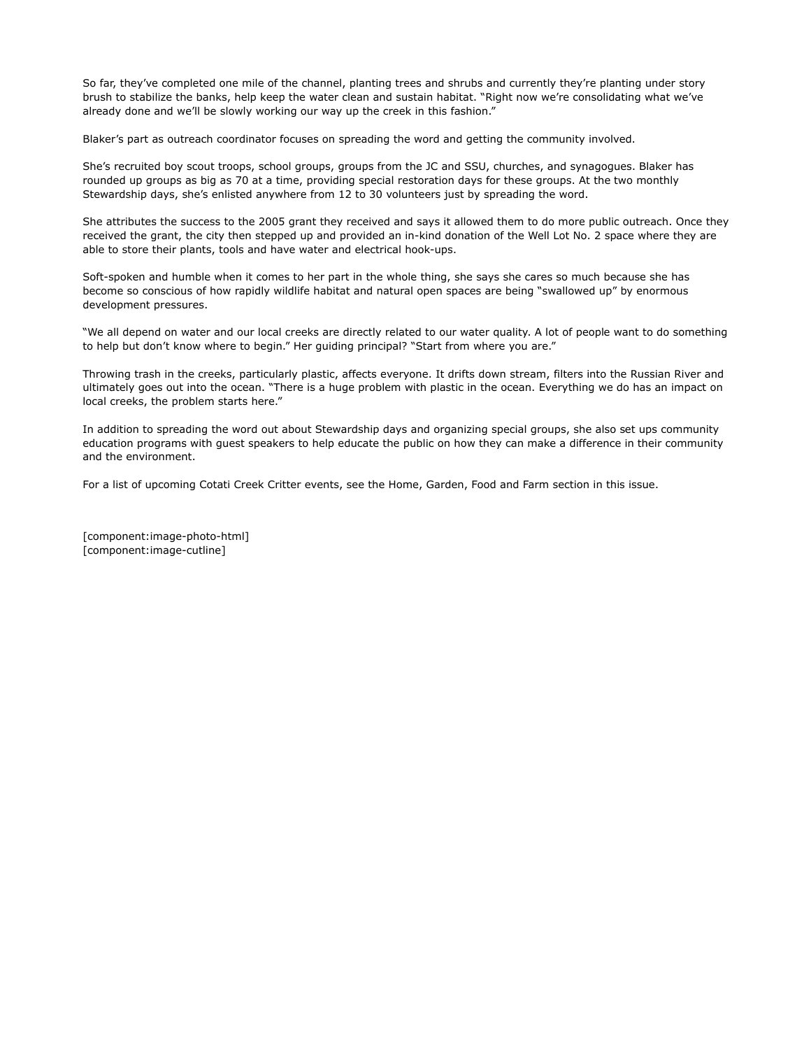So far, they've completed one mile of the channel, planting trees and shrubs and currently they're planting under story brush to stabilize the banks, help keep the water clean and sustain habitat. "Right now we're consolidating what we've already done and we'll be slowly working our way up the creek in this fashion."

Blaker's part as outreach coordinator focuses on spreading the word and getting the community involved.

She's recruited boy scout troops, school groups, groups from the JC and SSU, churches, and synagogues. Blaker has rounded up groups as big as 70 at a time, providing special restoration days for these groups. At the two monthly Stewardship days, she's enlisted anywhere from 12 to 30 volunteers just by spreading the word.

She attributes the success to the 2005 grant they received and says it allowed them to do more public outreach. Once they received the grant, the city then stepped up and provided an in-kind donation of the Well Lot No. 2 space where they are able to store their plants, tools and have water and electrical hook-ups.

Soft-spoken and humble when it comes to her part in the whole thing, she says she cares so much because she has become so conscious of how rapidly wildlife habitat and natural open spaces are being "swallowed up" by enormous development pressures.

"We all depend on water and our local creeks are directly related to our water quality. A lot of people want to do something to help but don't know where to begin." Her guiding principal? "Start from where you are."

Throwing trash in the creeks, particularly plastic, affects everyone. It drifts down stream, filters into the Russian River and ultimately goes out into the ocean. "There is a huge problem with plastic in the ocean. Everything we do has an impact on local creeks, the problem starts here."

In addition to spreading the word out about Stewardship days and organizing special groups, she also set ups community education programs with guest speakers to help educate the public on how they can make a difference in their community and the environment.

For a list of upcoming Cotati Creek Critter events, see the Home, Garden, Food and Farm section in this issue.

[component:image-photo-html]
[component:image-cutline]